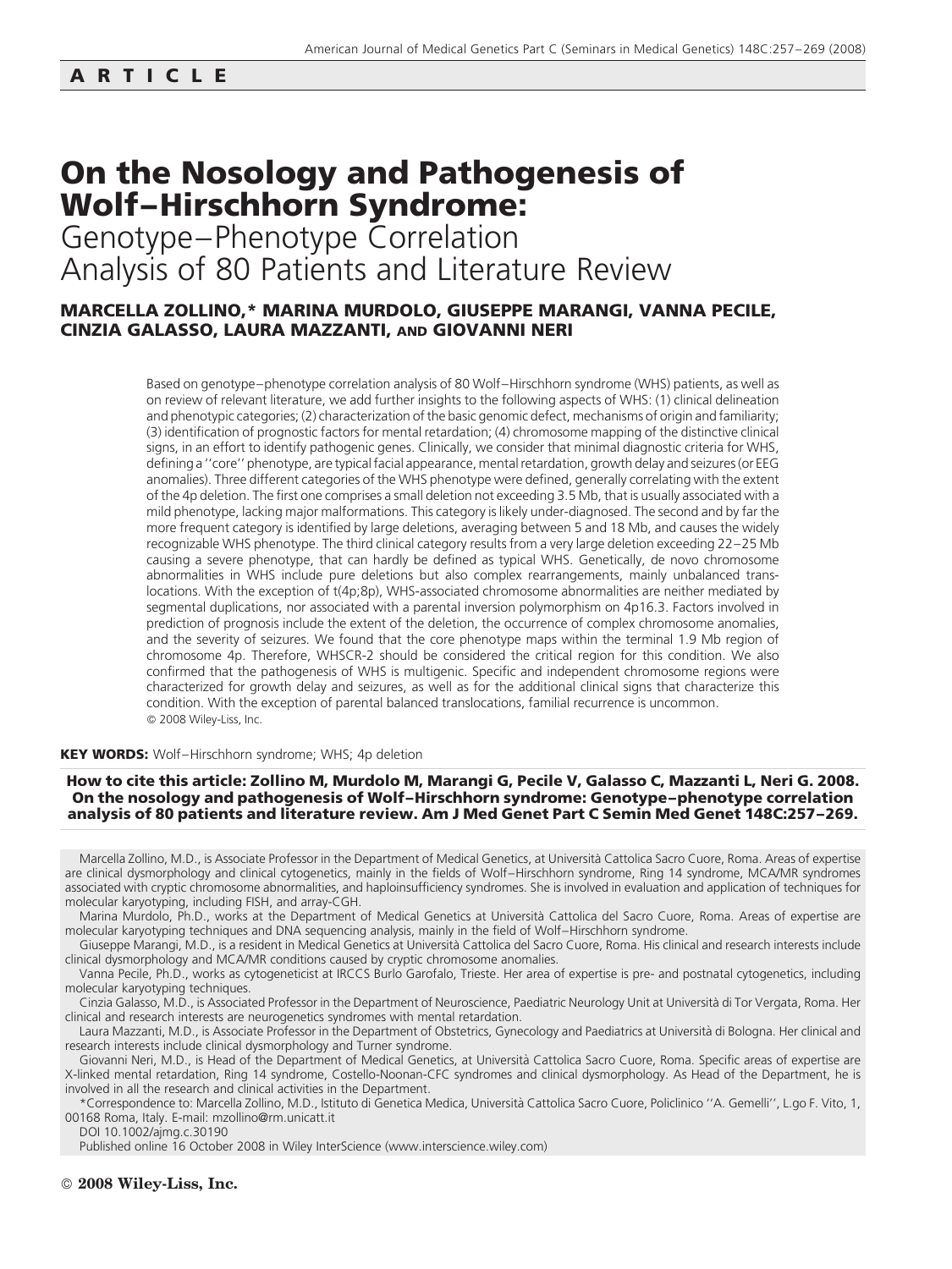ARTICLE

# On the Nosology and Pathogenesis of Wolf–Hirschhorn Syndrome:

## Genotype–Phenotype Correlation Analysis of 80 Patients and Literature Review

**MARCELLA ZOLLINO,* MARINA MURDOLO, GIUSEPPE MARANGI, VANNA PECILE, CINZIA GALASSO, LAURA MAZZANTI, AND GIOVANNI NERI**

Based on genotype–phenotype correlation analysis of 80 Wolf–Hirschhorn syndrome (WHS) patients, as well as on review of relevant literature, we add further insights to the following aspects of WHS: (1) clinical delineation and phenotypic categories; (2) characterization of the basic genomic defect, mechanisms of origin and familiarity; (3) identification of prognostic factors for mental retardation; (4) chromosome mapping of the distinctive clinical signs, in an effort to identify pathogenic genes. Clinically, we consider that minimal diagnostic criteria for WHS, defining a ''core'' phenotype, are typical facial appearance, mental retardation, growth delay and seizures (or EEG anomalies). Three different categories of the WHS phenotype were defined, generally correlating with the extent of the 4p deletion. The first one comprises a small deletion not exceeding 3.5 Mb, that is usually associated with a mild phenotype, lacking major malformations. This category is likely under-diagnosed. The second and by far the more frequent category is identified by large deletions, averaging between 5 and 18 Mb, and causes the widely recognizable WHS phenotype. The third clinical category results from a very large deletion exceeding 22–25 Mb causing a severe phenotype, that can hardly be defined as typical WHS. Genetically, de novo chromosome abnormalities in WHS include pure deletions but also complex rearrangements, mainly unbalanced translocations. With the exception of t(4p;8p), WHS-associated chromosome abnormalities are neither mediated by segmental duplications, nor associated with a parental inversion polymorphism on 4p16.3. Factors involved in prediction of prognosis include the extent of the deletion, the occurrence of complex chromosome anomalies, and the severity of seizures. We found that the core phenotype maps within the terminal 1.9 Mb region of chromosome 4p. Therefore, WHSCR-2 should be considered the critical region for this condition. We also confirmed that the pathogenesis of WHS is multigenic. Specific and independent chromosome regions were characterized for growth delay and seizures, as well as for the additional clinical signs that characterize this condition. With the exception of parental balanced translocations, familial recurrence is uncommon.
© 2008 Wiley-Liss, Inc.

**KEY WORDS:** Wolf–Hirschhorn syndrome; WHS; 4p deletion

**How to cite this article: Zollino M, Murdolo M, Marangi G, Pecile V, Galasso C, Mazzanti L, Neri G. 2008. On the nosology and pathogenesis of Wolf–Hirschhorn syndrome: Genotype–phenotype correlation analysis of 80 patients and literature review. Am J Med Genet Part C Semin Med Genet 148C:257–269.**

Marcella Zollino, M.D., is Associate Professor in the Department of Medical Genetics, at Università Cattolica Sacro Cuore, Roma. Areas of expertise are clinical dysmorphology and clinical cytogenetics, mainly in the fields of Wolf–Hirschhorn syndrome, Ring 14 syndrome, MCA/MR syndromes associated with cryptic chromosome abnormalities, and haploinsufficiency syndromes. She is involved in evaluation and application of techniques for molecular karyotyping, including FISH, and array-CGH.

Marina Murdolo, Ph.D., works at the Department of Medical Genetics at Università Cattolica del Sacro Cuore, Roma. Areas of expertise are molecular karyotyping techniques and DNA sequencing analysis, mainly in the field of Wolf–Hirschhorn syndrome.

Giuseppe Marangi, M.D., is a resident in Medical Genetics at Università Cattolica del Sacro Cuore, Roma. His clinical and research interests include clinical dysmorphology and MCA/MR conditions caused by cryptic chromosome anomalies.

Vanna Pecile, Ph.D., works as cytogeneticist at IRCCS Burlo Garofalo, Trieste. Her area of expertise is pre- and postnatal cytogenetics, including molecular karyotyping techniques.

Cinzia Galasso, M.D., is Associated Professor in the Department of Neuroscience, Paediatric Neurology Unit at Università di Tor Vergata, Roma. Her clinical and research interests are neurogenetics syndromes with mental retardation.

Laura Mazzanti, M.D., is Associate Professor in the Department of Obstetrics, Gynecology and Paediatrics at Università di Bologna. Her clinical and research interests include clinical dysmorphology and Turner syndrome.

Giovanni Neri, M.D., is Head of the Department of Medical Genetics, at Università Cattolica Sacro Cuore, Roma. Specific areas of expertise are X-linked mental retardation, Ring 14 syndrome, Costello-Noonan-CFC syndromes and clinical dysmorphology. As Head of the Department, he is involved in all the research and clinical activities in the Department.

*Correspondence to: Marcella Zollino, M.D., Istituto di Genetica Medica, Università Cattolica Sacro Cuore, Policlinico ''A. Gemelli'', L.go F. Vito, 1, 00168 Roma, Italy. E-mail: mzollino@rm.unicatt.it

DOI 10.1002/ajmg.c.30190

Published online 16 October 2008 in Wiley InterScience (www.interscience.wiley.com)

© 2008 Wiley-Liss, Inc.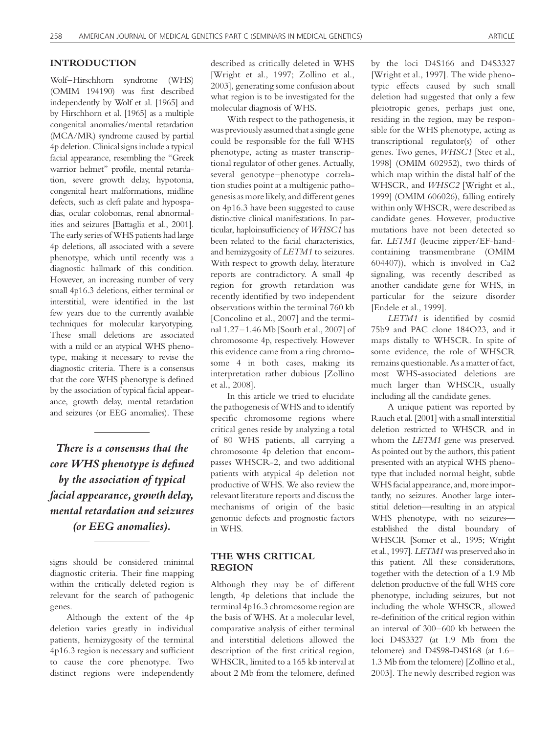## INTRODUCTION

Wolf–Hirschhorn syndrome (WHS) (OMIM 194190) was first described independently by Wolf et al. [1965] and by Hirschhorn et al. [1965] as a multiple congenital anomalies/mental retardation (MCA/MR) syndrome caused by partial 4p deletion. Clinical signs include a typical facial appearance, resembling the "Greek warrior helmet" profile, mental retardation, severe growth delay, hypotonia, congenital heart malformations, midline defects, such as cleft palate and hypospadias, ocular colobomas, renal abnormalities and seizures [Battaglia et al., 2001]. The early series of WHS patients had large 4p deletions, all associated with a severe phenotype, which until recently was a diagnostic hallmark of this condition. However, an increasing number of very small 4p16.3 deletions, either terminal or interstitial, were identified in the last few years due to the currently available techniques for molecular karyotyping. These small deletions are associated with a mild or an atypical WHS phenotype, making it necessary to revise the diagnostic criteria. There is a consensus that the core WHS phenotype is defined by the association of typical facial appearance, growth delay, mental retardation and seizures (or EEG anomalies). These signs should be considered minimal diagnostic criteria. Their fine mapping within the critically deleted region is relevant for the search of pathogenic genes.

> *There is a consensus that the core WHS phenotype is defined by the association of typical facial appearance, growth delay, mental retardation and seizures (or EEG anomalies).*

Although the extent of the 4p deletion varies greatly in individual patients, hemizygosity of the terminal 4p16.3 region is necessary and sufficient to cause the core phenotype. Two distinct regions were independently described as critically deleted in WHS [Wright et al., 1997; Zollino et al., 2003], generating some confusion about what region is to be investigated for the molecular diagnosis of WHS.

With respect to the pathogenesis, it was previously assumed that a single gene could be responsible for the full WHS phenotype, acting as master transcriptional regulator of other genes. Actually, several genotype–phenotype correlation studies point at a multigenic pathogenesis as more likely, and different genes on 4p16.3 have been suggested to cause distinctive clinical manifestations. In particular, haploinsufficiency of *WHSC1* has been related to the facial characteristics, and hemizygosity of *LETM1* to seizures. With respect to growth delay, literature reports are contradictory. A small 4p region for growth retardation was recently identified by two independent observations within the terminal 760 kb [Concolino et al., 2007] and the terminal 1.27–1.46 Mb [South et al., 2007] of chromosome 4p, respectively. However this evidence came from a ring chromosome 4 in both cases, making its interpretation rather dubious [Zollino et al., 2008].

In this article we tried to elucidate the pathogenesis of WHS and to identify specific chromosome regions where critical genes reside by analyzing a total of 80 WHS patients, all carrying a chromosome 4p deletion that encompasses WHSCR-2, and two additional patients with atypical 4p deletion not productive of WHS. We also review the relevant literature reports and discuss the mechanisms of origin of the basic genomic defects and prognostic factors in WHS.

## THE WHS CRITICAL REGION

Although they may be of different length, 4p deletions that include the terminal 4p16.3 chromosome region are the basis of WHS. At a molecular level, comparative analysis of either terminal and interstitial deletions allowed the description of the first critical region, WHSCR, limited to a 165 kb interval at about 2 Mb from the telomere, defined by the loci D4S166 and D4S3327 [Wright et al., 1997]. The wide phenotypic effects caused by such small deletion had suggested that only a few pleiotropic genes, perhaps just one, residing in the region, may be responsible for the WHS phenotype, acting as transcriptional regulator(s) of other genes. Two genes, *WHSC1* [Stec et al., 1998] (OMIM 602952), two thirds of which map within the distal half of the WHSCR, and *WHSC2* [Wright et al., 1999] (OMIM 606026), falling entirely within only WHSCR, were described as candidate genes. However, productive mutations have not been detected so far. *LETM1* (leucine zipper/EF-hand-containing transmembrane (OMIM 604407)), which is involved in Ca2 signaling, was recently described as another candidate gene for WHS, in particular for the seizure disorder [Endele et al., 1999].

*LETM1* is identified by cosmid 75b9 and PAC clone 184O23, and it maps distally to WHSCR. In spite of some evidence, the role of WHSCR remains questionable. As a matter of fact, most WHS-associated deletions are much larger than WHSCR, usually including all the candidate genes.

A unique patient was reported by Rauch et al. [2001] with a small interstitial deletion restricted to WHSCR and in whom the *LETM1* gene was preserved. As pointed out by the authors, this patient presented with an atypical WHS phenotype that included normal height, subtle WHS facial appearance, and, more importantly, no seizures. Another large interstitial deletion—resulting in an atypical WHS phenotype, with no seizures—established the distal boundary of WHSCR [Somer et al., 1995; Wright et al., 1997]. *LETM1* was preserved also in this patient. All these considerations, together with the detection of a 1.9 Mb deletion productive of the full WHS core phenotype, including seizures, but not including the whole WHSCR, allowed re-definition of the critical region within an interval of 300–600 kb between the loci D4S3327 (at 1.9 Mb from the telomere) and D4S98-D4S168 (at 1.6–1.3 Mb from the telomere) [Zollino et al., 2003]. The newly described region was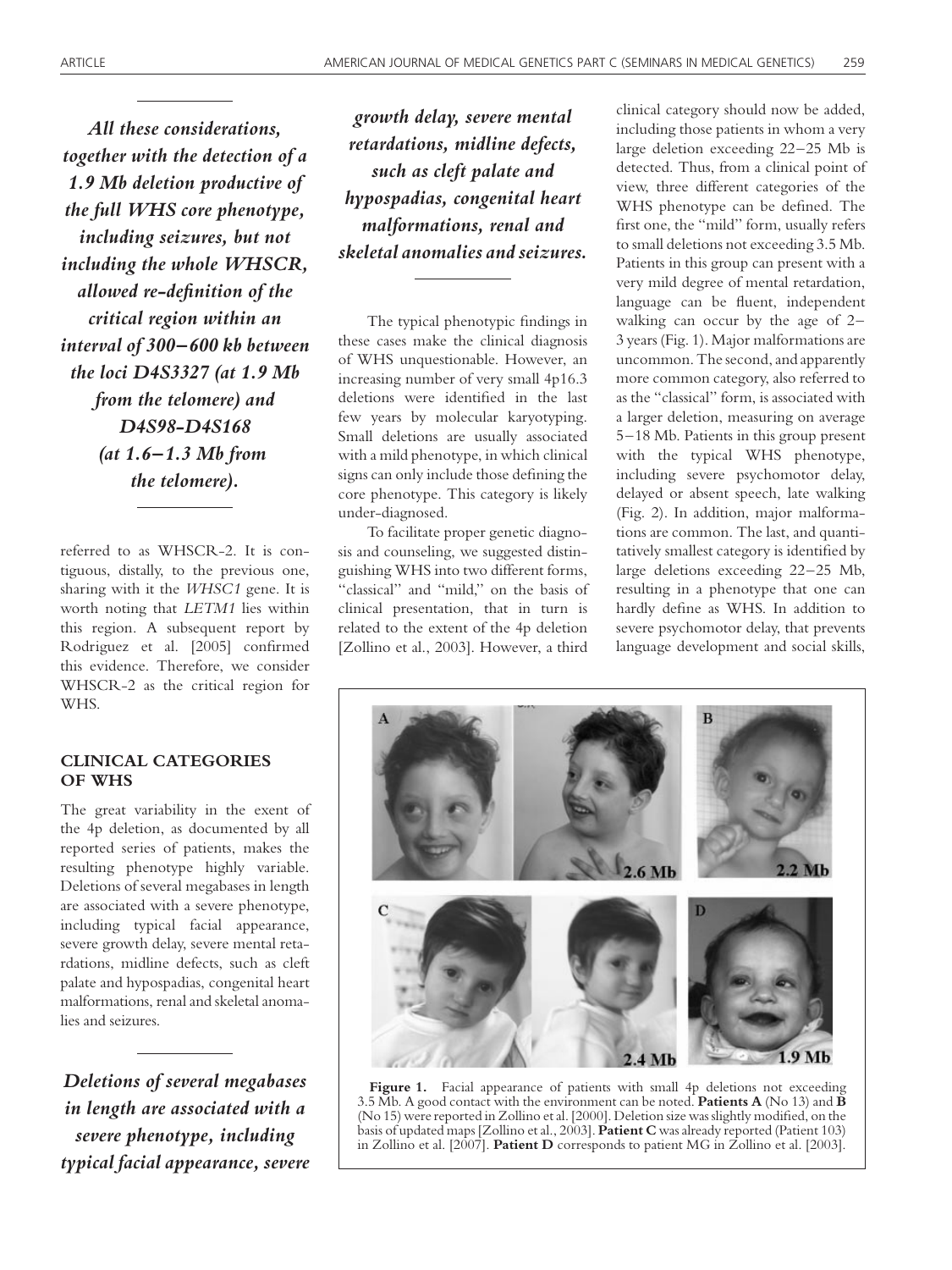*All these considerations, together with the detection of a 1.9 Mb deletion productive of the full WHS core phenotype, including seizures, but not including the whole WHSCR, allowed re-definition of the critical region within an interval of 300–600 kb between the loci D4S3327 (at 1.9 Mb from the telomere) and D4S98-D4S168 (at 1.6–1.3 Mb from the telomere).*

referred to as WHSCR-2. It is contiguous, distally, to the previous one, sharing with it the *WHSC1* gene. It is worth noting that *LETM1* lies within this region. A subsequent report by Rodriguez et al. [2005] confirmed this evidence. Therefore, we consider WHSCR-2 as the critical region for WHS.

## CLINICAL CATEGORIES OF WHS

The great variability in the extent of the 4p deletion, as documented by all reported series of patients, makes the resulting phenotype highly variable. Deletions of several megabases in length are associated with a severe phenotype, including typical facial appearance, severe growth delay, severe mental retardations, midline defects, such as cleft palate and hypospadias, congenital heart malformations, renal and skeletal anomalies and seizures.

*Deletions of several megabases in length are associated with a severe phenotype, including typical facial appearance, severe growth delay, severe mental retardations, midline defects, such as cleft palate and hypospadias, congenital heart malformations, renal and skeletal anomalies and seizures.*

The typical phenotypic findings in these cases make the clinical diagnosis of WHS unquestionable. However, an increasing number of very small 4p16.3 deletions were identified in the last few years by molecular karyotyping. Small deletions are usually associated with a mild phenotype, in which clinical signs can only include those defining the core phenotype. This category is likely under-diagnosed.

To facilitate proper genetic diagnosis and counseling, we suggested distinguishing WHS into two different forms, "classical" and "mild," on the basis of clinical presentation, that in turn is related to the extent of the 4p deletion [Zollino et al., 2003]. However, a third clinical category should now be added, including those patients in whom a very large deletion exceeding 22–25 Mb is detected. Thus, from a clinical point of view, three different categories of the WHS phenotype can be defined. The first one, the "mild" form, usually refers to small deletions not exceeding 3.5 Mb. Patients in this group can present with a very mild degree of mental retardation, language can be fluent, independent walking can occur by the age of 2–3 years (Fig. 1). Major malformations are uncommon. The second, and apparently more common category, also referred to as the "classical" form, is associated with a larger deletion, measuring on average 5–18 Mb. Patients in this group present with the typical WHS phenotype, including severe psychomotor delay, delayed or absent speech, late walking (Fig. 2). In addition, major malformations are common. The last, and quantitatively smallest category is identified by large deletions exceeding 22–25 Mb, resulting in a phenotype that one can hardly define as WHS. In addition to severe psychomotor delay, that prevents language development and social skills,

**Figure 1.** Facial appearance of patients with small 4p deletions not exceeding 3.5 Mb. A good contact with the environment can be noted. **Patients A** (No 13) and **B** (No 15) were reported in Zollino et al. [2000]. Deletion size was slightly modified, on the basis of updated maps [Zollino et al., 2003]. **Patient C** was already reported (Patient 103) in Zollino et al. [2007]. **Patient D** corresponds to patient MG in Zollino et al. [2003].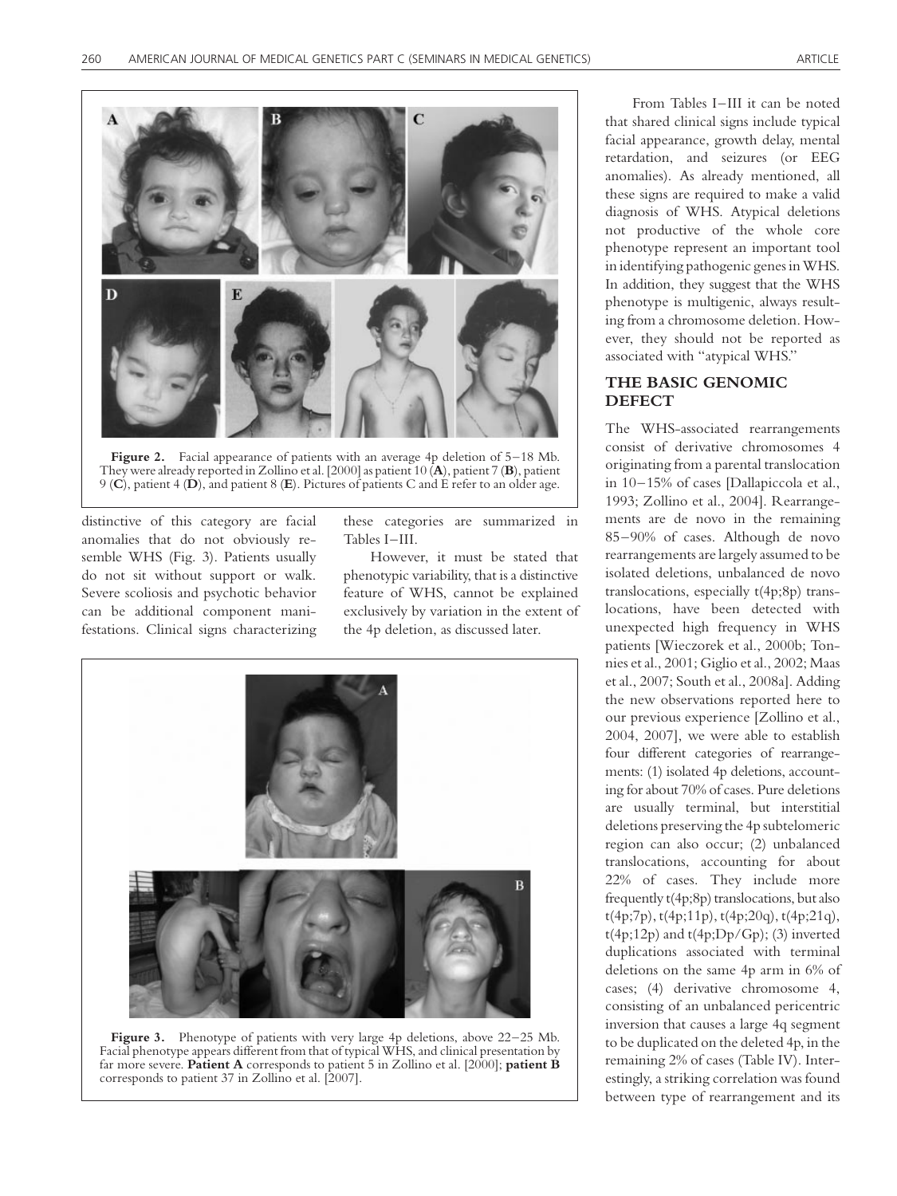**Figure 2.** Facial appearance of patients with an average 4p deletion of 5–18 Mb. They were already reported in Zollino et al. [2000] as patient 10 (**A**), patient 7 (**B**), patient 9 (**C**), patient 4 (**D**), and patient 8 (**E**). Pictures of patients C and E refer to an older age.

distinctive of this category are facial anomalies that do not obviously resemble WHS (Fig. 3). Patients usually do not sit without support or walk. Severe scoliosis and psychotic behavior can be additional component manifestations. Clinical signs characterizing these categories are summarized in Tables I–III.

However, it must be stated that phenotypic variability, that is a distinctive feature of WHS, cannot be explained exclusively by variation in the extent of the 4p deletion, as discussed later.

**Figure 3.** Phenotype of patients with very large 4p deletions, above 22–25 Mb. Facial phenotype appears different from that of typical WHS, and clinical presentation by far more severe. **Patient A** corresponds to patient 5 in Zollino et al. [2000]; **patient B** corresponds to patient 37 in Zollino et al. [2007].

From Tables I–III it can be noted that shared clinical signs include typical facial appearance, growth delay, mental retardation, and seizures (or EEG anomalies). As already mentioned, all these signs are required to make a valid diagnosis of WHS. Atypical deletions not productive of the whole core phenotype represent an important tool in identifying pathogenic genes in WHS. In addition, they suggest that the WHS phenotype is multigenic, always resulting from a chromosome deletion. However, they should not be reported as associated with "atypical WHS."

## THE BASIC GENOMIC DEFECT

The WHS-associated rearrangements consist of derivative chromosomes 4 originating from a parental translocation in 10–15% of cases [Dallapiccola et al., 1993; Zollino et al., 2004]. Rearrangements are de novo in the remaining 85–90% of cases. Although de novo rearrangements are largely assumed to be isolated deletions, unbalanced de novo translocations, especially t(4p;8p) translocations, have been detected with unexpected high frequency in WHS patients [Wieczorek et al., 2000b; Tonnies et al., 2001; Giglio et al., 2002; Maas et al., 2007; South et al., 2008a]. Adding the new observations reported here to our previous experience [Zollino et al., 2004, 2007], we were able to establish four different categories of rearrangements: (1) isolated 4p deletions, accounting for about 70% of cases. Pure deletions are usually terminal, but interstitial deletions preserving the 4p subtelomeric region can also occur; (2) unbalanced translocations, accounting for about 22% of cases. They include more frequently t(4p;8p) translocations, but also t(4p;7p), t(4p;11p), t(4p;20q), t(4p;21q), t(4p;12p) and t(4p;Dp/Gp); (3) inverted duplications associated with terminal deletions on the same 4p arm in 6% of cases; (4) derivative chromosome 4, consisting of an unbalanced pericentric inversion that causes a large 4q segment to be duplicated on the deleted 4p, in the remaining 2% of cases (Table IV). Interestingly, a striking correlation was found between type of rearrangement and its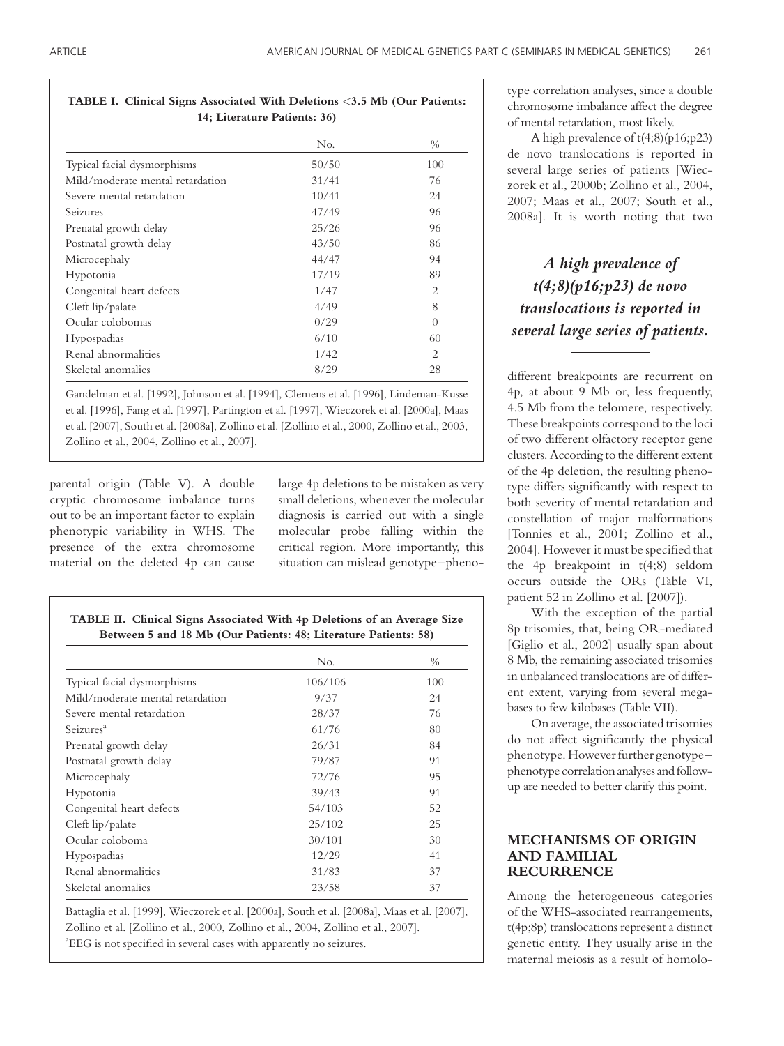**TABLE I. Clinical Signs Associated With Deletions <3.5 Mb (Our Patients: 14; Literature Patients: 36)**

| | No. | % |
|---|---|---|
| Typical facial dysmorphisms | 50/50 | 100 |
| Mild/moderate mental retardation | 31/41 | 76 |
| Severe mental retardation | 10/41 | 24 |
| Seizures | 47/49 | 96 |
| Prenatal growth delay | 25/26 | 96 |
| Postnatal growth delay | 43/50 | 86 |
| Microcephaly | 44/47 | 94 |
| Hypotonia | 17/19 | 89 |
| Congenital heart defects | 1/47 | 2 |
| Cleft lip/palate | 4/49 | 8 |
| Ocular colobomas | 0/29 | 0 |
| Hypospadias | 6/10 | 60 |
| Renal abnormalities | 1/42 | 2 |
| Skeletal anomalies | 8/29 | 28 |

Gandelman et al. [1992], Johnson et al. [1994], Clemens et al. [1996], Lindeman-Kusse et al. [1996], Fang et al. [1997], Partington et al. [1997], Wieczorek et al. [2000a], Maas et al. [2007], South et al. [2008a], Zollino et al. [Zollino et al., 2000, Zollino et al., 2003, Zollino et al., 2004, Zollino et al., 2007].

parental origin (Table V). A double cryptic chromosome imbalance turns out to be an important factor to explain phenotypic variability in WHS. The presence of the extra chromosome material on the deleted 4p can cause large 4p deletions to be mistaken as very small deletions, whenever the molecular diagnosis is carried out with a single molecular probe falling within the critical region. More importantly, this situation can mislead genotype–phenotype correlation analyses, since a double chromosome imbalance affect the degree of mental retardation, most likely.

**TABLE II. Clinical Signs Associated With 4p Deletions of an Average Size Between 5 and 18 Mb (Our Patients: 48; Literature Patients: 58)**

| | No. | % |
|---|---|---|
| Typical facial dysmorphisms | 106/106 | 100 |
| Mild/moderate mental retardation | 9/37 | 24 |
| Severe mental retardation | 28/37 | 76 |
| Seizures[a] | 61/76 | 80 |
| Prenatal growth delay | 26/31 | 84 |
| Postnatal growth delay | 79/87 | 91 |
| Microcephaly | 72/76 | 95 |
| Hypotonia | 39/43 | 91 |
| Congenital heart defects | 54/103 | 52 |
| Cleft lip/palate | 25/102 | 25 |
| Ocular coloboma | 30/101 | 30 |
| Hypospadias | 12/29 | 41 |
| Renal abnormalities | 31/83 | 37 |
| Skeletal anomalies | 23/58 | 37 |

Battaglia et al. [1999], Wieczorek et al. [2000a], South et al. [2008a], Maas et al. [2007], Zollino et al. [Zollino et al., 2000, Zollino et al., 2004, Zollino et al., 2007].
[a]EEG is not specified in several cases with apparently no seizures.

A high prevalence of t(4;8)(p16;p23) de novo translocations is reported in several large series of patients [Wieczorek et al., 2000b; Zollino et al., 2004, 2007; Maas et al., 2007; South et al., 2008a]. It is worth noting that two different breakpoints are recurrent on 4p, at about 9 Mb or, less frequently, 4.5 Mb from the telomere, respectively. These breakpoints correspond to the loci of two different olfactory receptor gene clusters. According to the different extent of the 4p deletion, the resulting phenotype differs significantly with respect to both severity of mental retardation and constellation of major malformations [Tonnies et al., 2001; Zollino et al., 2004]. However it must be specified that the 4p breakpoint in t(4;8) seldom occurs outside the ORs (Table VI, patient 52 in Zollino et al. [2007]).

*A high prevalence of t(4;8)(p16;p23) de novo translocations is reported in several large series of patients.*

With the exception of the partial 8p trisomies, that, being OR-mediated [Giglio et al., 2002] usually span about 8 Mb, the remaining associated trisomies in unbalanced translocations are of different extent, varying from several megabases to few kilobases (Table VII).

On average, the associated trisomies do not affect significantly the physical phenotype. However further genotype–phenotype correlation analyses and follow-up are needed to better clarify this point.

## MECHANISMS OF ORIGIN AND FAMILIAL RECURRENCE

Among the heterogeneous categories of the WHS-associated rearrangements, t(4p;8p) translocations represent a distinct genetic entity. They usually arise in the maternal meiosis as a result of homolo-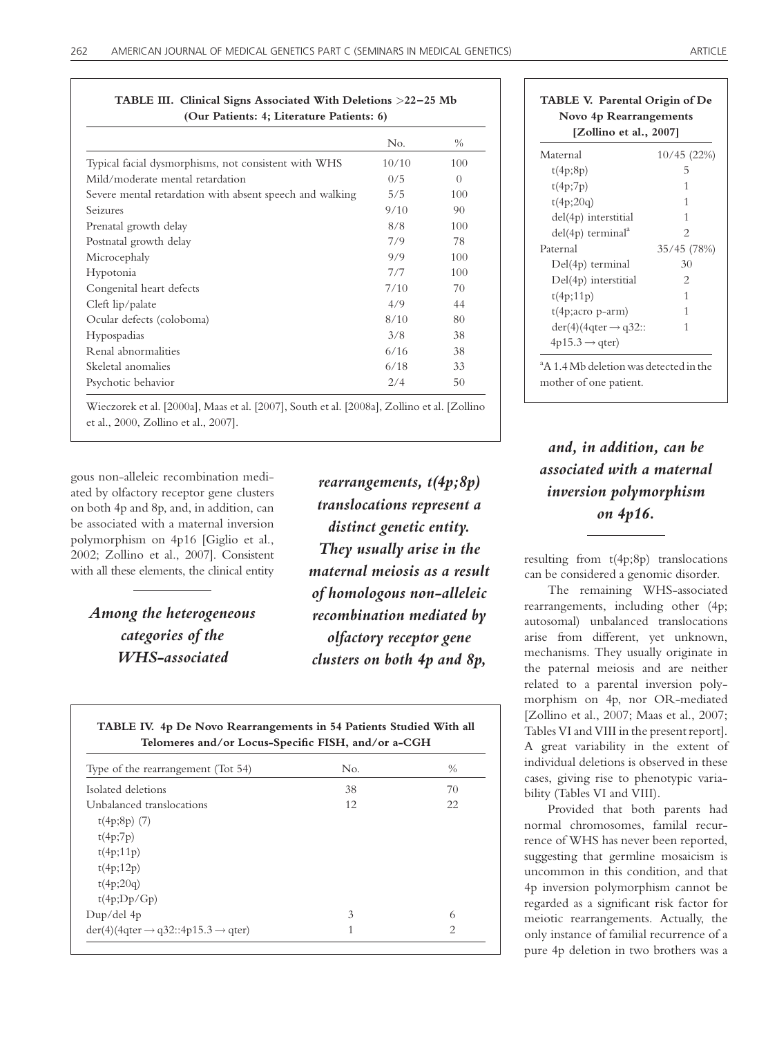**TABLE III. Clinical Signs Associated With Deletions >22–25 Mb (Our Patients: 4; Literature Patients: 6)**

| | No. | % |
|---|---|---|
| Typical facial dysmorphisms, not consistent with WHS | 10/10 | 100 |
| Mild/moderate mental retardation | 0/5 | 0 |
| Severe mental retardation with absent speech and walking | 5/5 | 100 |
| Seizures | 9/10 | 90 |
| Prenatal growth delay | 8/8 | 100 |
| Postnatal growth delay | 7/9 | 78 |
| Microcephaly | 9/9 | 100 |
| Hypotonia | 7/7 | 100 |
| Congenital heart defects | 7/10 | 70 |
| Cleft lip/palate | 4/9 | 44 |
| Ocular defects (coloboma) | 8/10 | 80 |
| Hypospadias | 3/8 | 38 |
| Renal abnormalities | 6/16 | 38 |
| Skeletal anomalies | 6/18 | 33 |
| Psychotic behavior | 2/4 | 50 |

Wieczorek et al. [2000a], Maas et al. [2007], South et al. [2008a], Zollino et al. [Zollino et al., 2000, Zollino et al., 2007].

**TABLE V. Parental Origin of De Novo 4p Rearrangements [Zollino et al., 2007]**

| | |
|---|---|
| Maternal | 10/45 (22%) |
| t(4p;8p) | 5 |
| t(4p;7p) | 1 |
| t(4p;20q) | 1 |
| del(4p) interstitial | 1 |
| del(4p) terminal[a] | 2 |
| Paternal | 35/45 (78%) |
| Del(4p) terminal | 30 |
| Del(4p) interstitial | 2 |
| t(4p;11p) | 1 |
| t(4p;acro p-arm) | 1 |
| der(4)(4qter → q32::4p15.3 → qter) | 1 |

[a]A 1.4 Mb deletion was detected in the mother of one patient.

gous non-alleleic recombination mediated by olfactory receptor gene clusters on both 4p and 8p, and, in addition, can be associated with a maternal inversion polymorphism on 4p16 [Giglio et al., 2002; Zollino et al., 2007]. Consistent with all these elements, the clinical entity resulting from t(4p;8p) translocations can be considered a genomic disorder.

> *Among the heterogeneous categories of the WHS-associated rearrangements, t(4p;8p) translocations represent a distinct genetic entity. They usually arise in the maternal meiosis as a result of homologous non-alleleic recombination mediated by olfactory receptor gene clusters on both 4p and 8p, and, in addition, can be associated with a maternal inversion polymorphism on 4p16.*

The remaining WHS-associated rearrangements, including other (4p; autosomal) unbalanced translocations arise from different, yet unknown, mechanisms. They usually originate in the paternal meiosis and are neither related to a parental inversion polymorphism on 4p, nor OR-mediated [Zollino et al., 2007; Maas et al., 2007; Tables VI and VIII in the present report]. A great variability in the extent of individual deletions is observed in these cases, giving rise to phenotypic variability (Tables VI and VIII).

Provided that both parents had normal chromosomes, familal recurrence of WHS has never been reported, suggesting that germline mosaicism is uncommon in this condition, and that 4p inversion polymorphism cannot be regarded as a significant risk factor for meiotic rearrangements. Actually, the only instance of familial recurrence of a pure 4p deletion in two brothers was a

**TABLE IV. 4p De Novo Rearrangements in 54 Patients Studied With all Telomeres and/or Locus-Specific FISH, and/or a-CGH**

| Type of the rearrangement (Tot 54) | No. | % |
|---|---|---|
| Isolated deletions | 38 | 70 |
| Unbalanced translocations | 12 | 22 |
| t(4p;8p) (7) | | |
| t(4p;7p) | | |
| t(4p;11p) | | |
| t(4p;12p) | | |
| t(4p;20q) | | |
| t(4p;Dp/Gp) | | |
| Dup/del 4p | 3 | 6 |
| der(4)(4qter → q32::4p15.3 → qter) | 1 | 2 |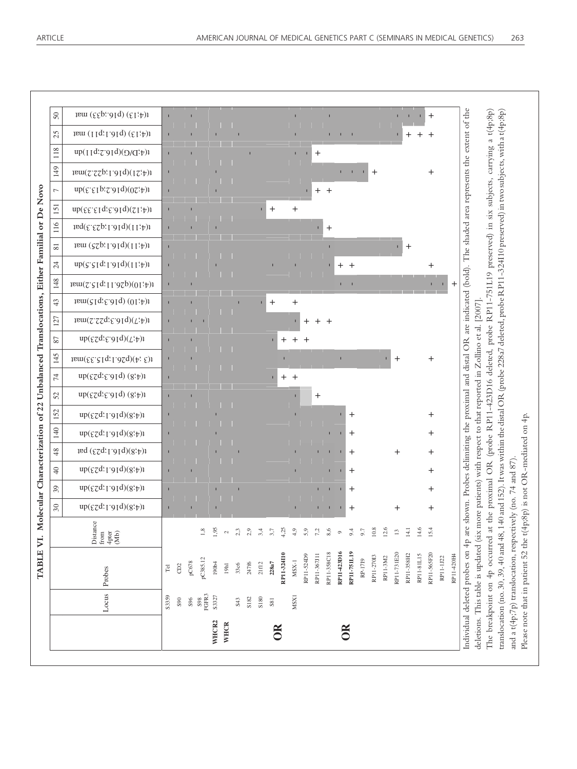**TABLE VI. Molecular Characterization of 22 Unbalanced Translocations, Either Familial or De Novo**

| | Locus | Probes | Distance from 4pter (Mb) | 30 | 39 | 40 | 48 | 140 | 152 | 52 | 74 | 145 | 87 | 127 | 43 | 148 | 24 | 81 | 116 | 151 | 7 | 149 | 118 | 25 | 50 |
|---|---|---|---|---|---|---|---|---|---|---|---|---|---|---|---|---|---|---|---|---|---|---|---|---|---|
| | | | | t(4;8)(p16.1;p23)dn | t(4;8)(p16.1;p23)dn | t(4;8)(p16.1;p23)dn | t(4;8)(p16.1;p23) pat | t(4;8)(p16.1;p23)dn | t(4;8)(p16.1;p23)dn | t(4;8) (p16.3;p23)dn | t(4;8) (p16.3;p23)dn | t(3 ;4)(p26.1;p15.33)mat | t(4;7)(p16.3;p23)dn | t(4;7)(p16.3;p22.2)mat | t(4;10) (p16.3;p15)mat | t(4;10)(q26.11;p15.2)mat | t(4;11)(p16.1;p15.5)dn | t(4;11)(p16.1;q25) mat | t(4;11)(p16.1;q23.3)pat | t(4;12)(p16.3;q13.3)dn | t(4;20)(p16.2;q13.3)dn | t(4;21)(p16.1;q22.2)mat | t(4;D/G)(p16.2;p11)dn | t(4;13) (p16.1;p11) mat | t(4;13) (p16.;q33) mat |
| | S3359 | Tel | | | | | | | | | | | | | | | | | | | | | | | |
| | S90 | CD2 | | | | | | | | | | | | | | | | | | | | | | | |
| | S96 | pC678 | | | | | | | | | | | | | | | | | | | | | | | |
| | S98 FGFR3 | pC385.12 | 1.8 | | | | | | | | | | | | | | | | | | | | | | |
| WHCR2 | S3327 | 190b4 | 1,95 | | | | | | | | | | | | | | | | | | | | | | |
| WHCR | | 19h1 | 2 | | | | | | | | | | | | | | | | | | | | | | |
| | S43 | 33c6 | 2,3 | | | | | | | | | | | | | | | | | | | | | | |
| | S182 | 247f6 | 2,9 | | | | | | | | | | | | | | | | | | | | | | |
| | S180 | 21f12 | 3,4 | | | | | | | | | | | | | | | | | | | | | | |
| OR | S81 | **228a7** | 3,7 | | | | | | | | | | | | + | | | | | + | | | | | |
| | | **RP11-324I10** | 4,25 | | | | | | | | + | | + | | | | | | | | | | | | |
| | MSX1 | MSX-1 | 4,9 | | | | | | | | + | | + | | + | | | | | + | | | | | |
| | | RP11-524D9 | 5,9 | | | | | | | | | | + | + | | | | | | | | | | | |
| | | RP11-367J11 | 7,2 | | | | | | | + | | | | + | | | | | | | + | | + | | |
| | | RP11-358C18 | 8,6 | | | | | | | | | | | + | | | | | + | | + | | | | |
| OR | | **RP11-423D16** | 9 | | | | | | | | | | | | | | + | | | | | | | | |
| | | **RP11-751L19** | 9,4 | + | + | + | + | + | + | | | | | | | | + | | | | | | | | |
| | | RP-17I9 | 9,7 | | | | | | | | | | | | | | | | | | | | | | |
| | | RP11-270I3 | 10,8 | | | | | | | | | | | | | | | | | | | + | | | |
| | | RP11-3M2 | 12,6 | | | | | | | | | | | | | | | | | | | | | | |
| | | RP11-731E20 | 13 | + | | | + | | | | | + | | | | | | | | | | | | | |
| | | RP11-358H2 | 14,1 | | | | | | | | | | | | | | | + | | | | | | + | |
| | | RP11-81L15 | 14,6 | | | | | | | | | | | | | | | | | | | | | + | |
| | | RP11-565F20 | 15,4 | + | + | + | + | + | + | | | + | | | | | + | | | | | + | | + | + |
| | | RP11-1J22 | | | | | | | | | | | | | | | | | | | | | | | |
| | | RP11-420H4 | | | | | | | | | | | | | | + | | | | | | | | | |

Individual deleted probes on 4p are shown. Probes delimiting the proximal and distal OR are indicated (bold). The shaded area represents the extent of the deletions. This table is updated (six more patients) with respect to that reported in Zollino et al. [2007].

The breakpoint on 4p occurred at the proximal OR (probe RP11-423D16 deleted, probe RP11-751L19 preserved) in six subjects, carrying a t(4p;8p) translocation (no. 30, 39, 40 and 48, 140 and 152). It was within the distal OR (probe 228a7 deleted, probe RP11-324I10 preserved) in two subjects, with a t(4p;8p) and a t(4p;7p) translocation, respectively (no. 74 and 87).

Please note that in patient 52 the t(4p;8p) is not OR-mediated on 4p.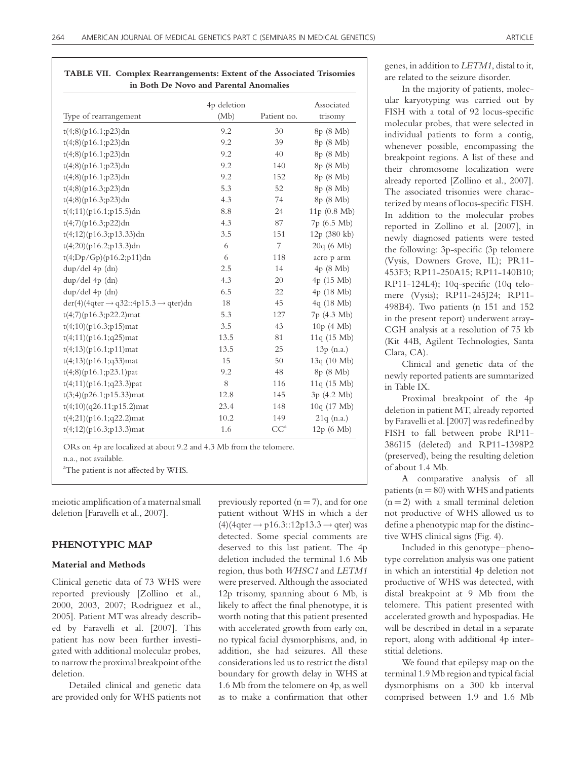**TABLE VII. Complex Rearrangements: Extent of the Associated Trisomies in Both De Novo and Parental Anomalies**

| Type of rearrangement | 4p deletion (Mb) | Patient no. | Associated trisomy |
|---|---|---|---|
| t(4;8)(p16.1;p23)dn | 9.2 | 30 | 8p (8 Mb) |
| t(4;8)(p16.1;p23)dn | 9.2 | 39 | 8p (8 Mb) |
| t(4;8)(p16.1;p23)dn | 9.2 | 40 | 8p (8 Mb) |
| t(4;8)(p16.1;p23)dn | 9.2 | 140 | 8p (8 Mb) |
| t(4;8)(p16.1;p23)dn | 9.2 | 152 | 8p (8 Mb) |
| t(4;8)(p16.3;p23)dn | 5.3 | 52 | 8p (8 Mb) |
| t(4;8)(p16.3;p23)dn | 4.3 | 74 | 8p (8 Mb) |
| t(4;11)(p16.1;p15.5)dn | 8.8 | 24 | 11p (0.8 Mb) |
| t(4;7)(p16.3;p22)dn | 4.3 | 87 | 7p (6.5 Mb) |
| t(4;12)(p16.3;p13.33)dn | 3.5 | 151 | 12p (380 kb) |
| t(4;20)(p16.2;p13.3)dn | 6 | 7 | 20q (6 Mb) |
| t(4;Dp/Gp)(p16.2;p11)dn | 6 | 118 | acro p arm |
| dup/del 4p (dn) | 2.5 | 14 | 4p (8 Mb) |
| dup/del 4p (dn) | 4.3 | 20 | 4p (15 Mb) |
| dup/del 4p (dn) | 6.5 | 22 | 4p (18 Mb) |
| der(4)(4qter → q32::4p15.3 → qter)dn | 18 | 45 | 4q (18 Mb) |
| t(4;7)(p16.3;p22.2)mat | 5.3 | 127 | 7p (4.3 Mb) |
| t(4;10)(p16.3;p15)mat | 3.5 | 43 | 10p (4 Mb) |
| t(4;11)(p16.1;q25)mat | 13.5 | 81 | 11q (15 Mb) |
| t(4;13)(p16.1;p11)mat | 13.5 | 25 | 13p (n.a.) |
| t(4;13)(p16.1;q33)mat | 15 | 50 | 13q (10 Mb) |
| t(4;8)(p16.1;p23.1)pat | 9.2 | 48 | 8p (8 Mb) |
| t(4;11)(p16.1;q23.3)pat | 8 | 116 | 11q (15 Mb) |
| t(3;4)(p26.1;p15.33)mat | 12.8 | 145 | 3p (4.2 Mb) |
| t(4;10)(q26.11;p15.2)mat | 23.4 | 148 | 10q (17 Mb) |
| t(4;21)(p16.1;q22.2)mat | 10.2 | 149 | 21q (n.a.) |
| t(4;12)(p16.3;p13.3)mat | 1.6 | CC[a] | 12p (6 Mb) |

ORs on 4p are localized at about 9.2 and 4.3 Mb from the telomere.
n.a., not available.
[a]The patient is not affected by WHS.

meiotic amplification of a maternal small deletion [Faravelli et al., 2007].

## PHENOTYPIC MAP

### Material and Methods

Clinical genetic data of 73 WHS were reported previously [Zollino et al., 2000, 2003, 2007; Rodriguez et al., 2005]. Patient MT was already described by Faravelli et al. [2007]. This patient has now been further investigated with additional molecular probes, to narrow the proximal breakpoint of the deletion.

Detailed clinical and genetic data are provided only for WHS patients not previously reported (n = 7), and for one patient without WHS in which a der (4)(4qter → p16.3::12p13.3 → qter) was detected. Some special comments are deserved to this last patient. The 4p deletion included the terminal 1.6 Mb region, thus both *WHSC1* and *LETM1* were preserved. Although the associated 12p trisomy, spanning about 6 Mb, is likely to affect the final phenotype, it is worth noting that this patient presented with accelerated growth from early on, no typical facial dysmorphisms, and, in addition, she had seizures. All these considerations led us to restrict the distal boundary for growth delay in WHS at 1.6 Mb from the telomere on 4p, as well as to make a confirmation that other genes, in addition to *LETM1*, distal to it, are related to the seizure disorder.

In the majority of patients, molecular karyotyping was carried out by FISH with a total of 92 locus-specific molecular probes, that were selected in individual patients to form a contig, whenever possible, encompassing the breakpoint regions. A list of these and their chromosome localization were already reported [Zollino et al., 2007]. The associated trisomies were characterized by means of locus-specific FISH. In addition to the molecular probes reported in Zollino et al. [2007], in newly diagnosed patients were tested the following: 3p-specific (3p telomere (Vysis, Downers Grove, IL); PR11-453F3; RP11-250A15; RP11-140B10; RP11-124L4); 10q-specific (10q telomere (Vysis); RP11-245J24; RP11-498B4). Two patients (n 151 and 152 in the present report) underwent array-CGH analysis at a resolution of 75 kb (Kit 44B, Agilent Technologies, Santa Clara, CA).

Clinical and genetic data of the newly reported patients are summarized in Table IX.

Proximal breakpoint of the 4p deletion in patient MT, already reported by Faravelli et al. [2007] was redefined by FISH to fall between probe RP11-386I15 (deleted) and RP11-1398P2 (preserved), being the resulting deletion of about 1.4 Mb.

A comparative analysis of all patients (n = 80) with WHS and patients (n = 2) with a small terminal deletion not productive of WHS allowed us to define a phenotypic map for the distinctive WHS clinical signs (Fig. 4).

Included in this genotype–phenotype correlation analysis was one patient in which an interstitial 4p deletion not productive of WHS was detected, with distal breakpoint at 9 Mb from the telomere. This patient presented with accelerated growth and hypospadias. He will be described in detail in a separate report, along with additional 4p interstitial deletions.

We found that epilepsy map on the terminal 1.9 Mb region and typical facial dysmorphisms on a 300 kb interval comprised between 1.9 and 1.6 Mb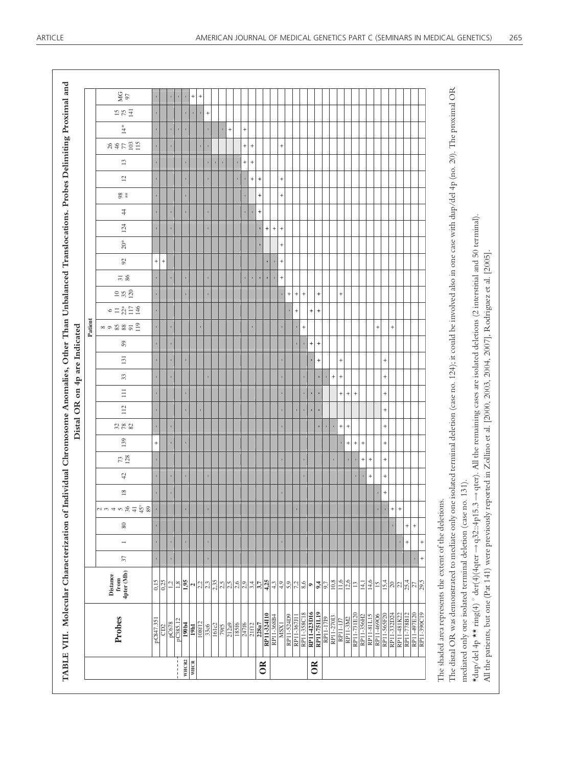**TABLE VIII. Molecular Characterization of Individual Chromosome Anomalies, Other Than Unbalanced Translocations. Probes Delimiting Proximal and Distal OR on 4p are Indicated**

| | Probes | Distance from 4pter (Mb) | 37 | 1 | 80 | 2 3 4 5 36 41 45° 89 | 18 | 42 | 73 128 | 139 | 32 78 82 | 112 | 111 | 33 | 131 | 59 | 8 9 85 88 91 119 | 6 11 22* 117 146 | 10 35 120 | 31 86 | 92 | 20* | 124 | 44 | 98 ** | 12 | 13 | 26 46 77 103 115 | 14* | 15 75 141 | MG 97 |
|---|---|---|---|---|---|---|---|---|---|---|---|---|---|---|---|---|---|---|---|---|---|---|---|---|---|---|---|---|---|---|---|
| | pC847.351 | 0.15 | | | | | | | | + | | | | | | | | | | | + | | | | | | | | | | |
| | CD2 | 0.25 | | | | | | | | | | | | | | | | | | | + | | | | | | | | | | |
| | pC678 | 1.2 | | | | | | | | | | | | | | | | | | | | | | | | | | | | | |
| | pC385.12 | 1.8 | | | | | | | | | | | | | | | | | | | | | | | | | | | | | |
| WHCR2 | 190b4 | 1.95 | | | | | | | | | | | | | | | | | | | | | | | | | | | | | |
| WHCR | 19h1 | 2 | | | | | | | | | | | | | | | | | | | | | | | | | | | | | + |
| | 108f12 | 2.2 | | | | | | | | | | | | | | | | | | | | | | | | | | | | | + |
| | 33c6 | 2.3 | | | | | | | | | | | | | | | | | | | | | | | | | | | | + | |
| | 161c2 | 2.35 | | | | | | | | | | | | | | | | | | | | | | | | | | | | | |
| | 79f5 | 2.5 | | | | | | | | | | | | | | | | | | | | | | | | | | | | | |
| | 212a9 | 2.5 | | | | | | | | | | | | | | | | | | | | | | | | | | | + | | |
| | 185f6 | 2.6 | | | | | | | | | | | | | | | | | | | | | | | | | | | | | |
| | 247f6 | 2.9 | | | | | | | | | | | | | | | | | | | | | | | | | + | + | + | | |
| | 21f12 | 3.4 | | | | | | | | | | | | | | | | | | | | | | | | + | + | + | | | |
| OR | 228a7 | 3.7 | | | | | | | | | | | | | | | | | | | | | | + | + | + | | | | | |
| | RP11-324I10 | 4.25 | | | | | | | | | | | | | | | | | | | | | + | | | | | | | | |
| | RP11-368B4 | 4.3 | | | | | | | | | | | | | | | | | | | | | + | | | | | | | | |
| | MSX1 | 4.9 | | | | | | | | | | | | | | | | | | + | + | + | + | | + | + | | + | | | |
| | RP11-524D9 | 5.9 | | | | | | | | | | | | | | | | | + | | | | | | | | | | | | |
| | RP11-367J11 | 7.2 | | | | | | | | | | | | | | | | + | + | | | | | | | | | | | | |
| | RP11-358C18 | 8.6 | | | | | | | | | | | | | | | + | | + | | | | | | | | | | | | |
| OR | RP11-423D16 | 9 | | | | | | | | | | | | | | + | | + | | | | | | | | | | | | | |
| | RP11-751L19 | 9.4 | | | | | | | | | | | | | + | + | | + | + | | | | | | | | | | | | |
| | RP11-17I9 | 9.7 | | | | | | | | | | | | | | | | | | | | | | | | | | | | | |
| | RP11-270I3 | 10.8 | | | | | | | | | | | | + | | | | | | | | | | | | | | | | | |
| | RP11-1J7 | 11.6 | | | | | | | | | + | | + | + | + | | | | + | | | | | | | | | | | | |
| | RP11-3M2 | 12.6 | | | | | | | | + | + | | + | | | | | | | | | | | | | | | | | | |
| | RP11-731E20 | 13 | | | | | | | | + | | | + | | | | | | | | | | | | | | | | | | |
| | RP11-356H2 | 14.1 | | | | | | | + | + | | | | | | | | | | | | | | | | | | | | | |
| | RP11-81L15 | 14.6 | | | | | | | + | | | | | | | | | | | | | | | | | | | | | | |
| | RP11-469O6 | 15 | | | | | | + | | | | | | | | | + | | | | | | | | | | | | | | |
| | RP11-565F20 | 15.4 | | | | | + | + | + | + | + | + | + | + | + | | | | | | | | | | | | | | | | |
| | RP11-332D24 | 20 | | | | + | | | | | | | | | | | + | | | | | | | | | | | | | | |
| | RP11-481K22 | 22 | | | | + | | | | | | | | | | | | | | | | | | | | | | | | | |
| | RP11-778B12 | 25.4 | | + | + | | | | | | | | | | | | | | | | | | | | | | | | | | |
| | RP11-497E20 | 27 | | | + | | | | | | | | | | | | | | | | | | | | | | | | | | |
| | RP11-390C19 | 29.5 | + | + | | | | | | | | | | | | | | | | | | | | | | | | | | | |

The shaded area represents the extent of the deletions.

The distal OR was demonstrated to mediate only one isolated terminal deletion (case no. 124); it could be involved also in one case with dup/del 4p (no. 20). The proximal OR mediated only one isolated terminal deletion (case no. 131).

*dup/del 4p ** ring(4) ° der(4)(4qter → q32::4p15.3 → qter). All the remaining cases are isolated deletions (2 interstitial and 50 terminal).

All the patients, but one (Pat 141) were previously reported in Zollino et al. [2000, 2003, 2004, 2007], Rodriguez et al. [2005].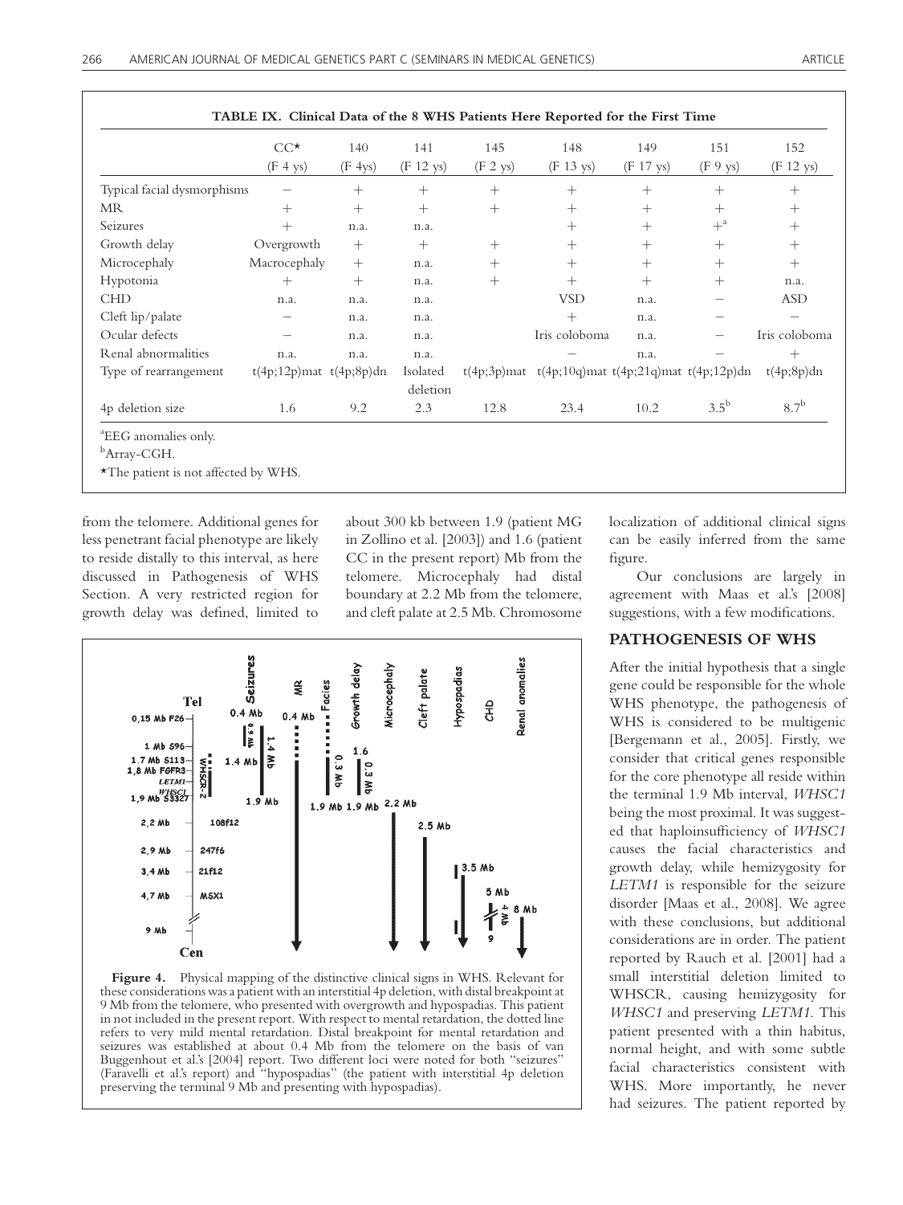**TABLE IX. Clinical Data of the 8 WHS Patients Here Reported for the First Time**

| | CC* (F 4 ys) | 140 (F 4ys) | 141 (F 12 ys) | 145 (F 2 ys) | 148 (F 13 ys) | 149 (F 17 ys) | 151 (F 9 ys) | 152 (F 12 ys) |
|---|---|---|---|---|---|---|---|---|
| Typical facial dysmorphisms | − | + | + | + | + | + | + | + |
| MR | + | + | + | + | + | + | + | + |
| Seizures | + | n.a. | n.a. | | + | + | +[a] | + |
| Growth delay | Overgrowth | + | + | + | + | + | + | + |
| Microcephaly | Macrocephaly | + | n.a. | + | + | + | + | + |
| Hypotonia | + | + | n.a. | + | + | + | + | n.a. |
| CHD | n.a. | n.a. | n.a. | | VSD | n.a. | − | ASD |
| Cleft lip/palate | − | n.a. | n.a. | | + | n.a. | − | − |
| Ocular defects | − | n.a. | n.a. | | Iris coloboma | n.a. | − | Iris coloboma |
| Renal abnormalities | n.a. | n.a. | n.a. | | − | n.a. | − | + |
| Type of rearrangement | t(4p;12p)mat | t(4p;8p)dn | Isolated deletion | t(4p;3p)mat | t(4p;10q)mat | t(4p;21q)mat | t(4p;12p)dn | t(4p;8p)dn |
| 4p deletion size | 1.6 | 9.2 | 2.3 | 12.8 | 23.4 | 10.2 | 3.5[b] | 8.7[b] |

[a]EEG anomalies only.

[b]Array-CGH.

*The patient is not affected by WHS.

from the telomere. Additional genes for less penetrant facial phenotype are likely to reside distally to this interval, as here discussed in Pathogenesis of WHS Section. A very restricted region for growth delay was defined, limited to about 300 kb between 1.9 (patient MG in Zollino et al. [2003]) and 1.6 (patient CC in the present report) Mb from the telomere. Microcephaly had distal boundary at 2.2 Mb from the telomere, and cleft palate at 2.5 Mb. Chromosome localization of additional clinical signs can be easily inferred from the same figure.

Our conclusions are largely in agreement with Maas et al.'s [2008] suggestions, with a few modifications.

**Figure 4.** Physical mapping of the distinctive clinical signs in WHS. Relevant for these considerations was a patient with an interstitial 4p deletion, with distal breakpoint at 9 Mb from the telomere, who presented with overgrowth and hypospadias. This patient in not included in the present report. With respect to mental retardation, the dotted line refers to very mild mental retardation. Distal breakpoint for mental retardation and seizures was established at about 0.4 Mb from the telomere on the basis of van Buggenhout et al.'s [2004] report. Two different loci were noted for both "seizures" (Faravelli et al.'s report) and "hypospadias" (the patient with interstitial 4p deletion preserving the terminal 9 Mb and presenting with hypospadias).

## PATHOGENESIS OF WHS

After the initial hypothesis that a single gene could be responsible for the whole WHS phenotype, the pathogenesis of WHS is considered to be multigenic [Bergemann et al., 2005]. Firstly, we consider that critical genes responsible for the core phenotype all reside within the terminal 1.9 Mb interval, *WHSC1* being the most proximal. It was suggested that haploinsufficiency of *WHSC1* causes the facial characteristics and growth delay, while hemizygosity for *LETM1* is responsible for the seizure disorder [Maas et al., 2008]. We agree with these conclusions, but additional considerations are in order. The patient reported by Rauch et al. [2001] had a small interstitial deletion limited to WHSCR, causing hemizygosity for *WHSC1* and preserving *LETM1*. This patient presented with a thin habitus, normal height, and with some subtle facial characteristics consistent with WHS. More importantly, he never had seizures. The patient reported by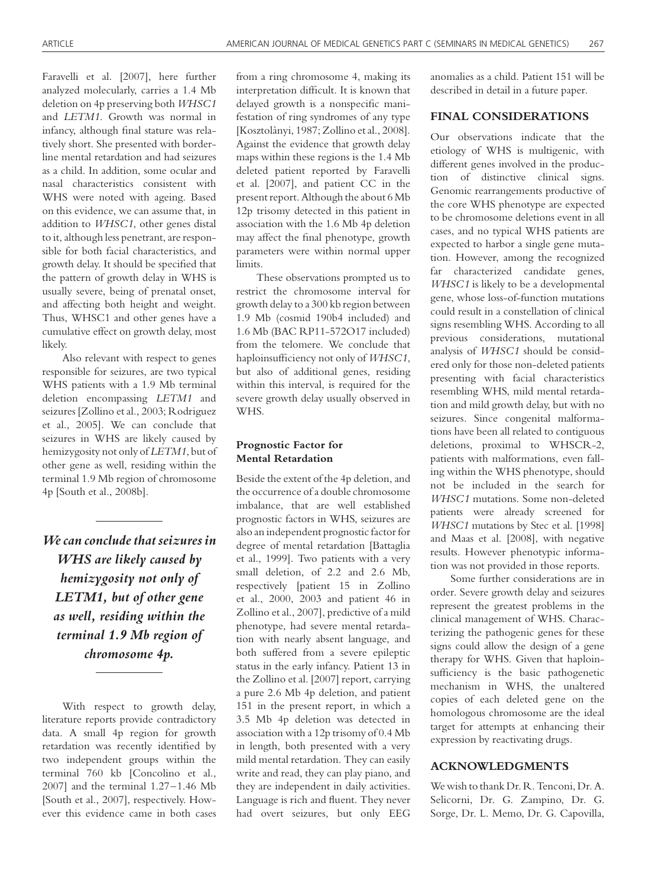Faravelli et al. [2007], here further analyzed molecularly, carries a 1.4 Mb deletion on 4p preserving both *WHSC1* and *LETM1*. Growth was normal in infancy, although final stature was relatively short. She presented with borderline mental retardation and had seizures as a child. In addition, some ocular and nasal characteristics consistent with WHS were noted with ageing. Based on this evidence, we can assume that, in addition to *WHSC1*, other genes distal to it, although less penetrant, are responsible for both facial characteristics, and growth delay. It should be specified that the pattern of growth delay in WHS is usually severe, being of prenatal onset, and affecting both height and weight. Thus, WHSC1 and other genes have a cumulative effect on growth delay, most likely.

Also relevant with respect to genes responsible for seizures, are two typical WHS patients with a 1.9 Mb terminal deletion encompassing *LETM1* and seizures [Zollino et al., 2003; Rodriguez et al., 2005]. We can conclude that seizures in WHS are likely caused by hemizygosity not only of *LETM1*, but of other gene as well, residing within the terminal 1.9 Mb region of chromosome 4p [South et al., 2008b].

***We can conclude that seizures in WHS are likely caused by hemizygosity not only of LETM1, but of other gene as well, residing within the terminal 1.9 Mb region of chromosome 4p.***

With respect to growth delay, literature reports provide contradictory data. A small 4p region for growth retardation was recently identified by two independent groups within the terminal 760 kb [Concolino et al., 2007] and the terminal 1.27–1.46 Mb [South et al., 2007], respectively. However this evidence came in both cases from a ring chromosome 4, making its interpretation difficult. It is known that delayed growth is a nonspecific manifestation of ring syndromes of any type [Kosztolànyi, 1987; Zollino et al., 2008]. Against the evidence that growth delay maps within these regions is the 1.4 Mb deleted patient reported by Faravelli et al. [2007], and patient CC in the present report. Although the about 6 Mb 12p trisomy detected in this patient in association with the 1.6 Mb 4p deletion may affect the final phenotype, growth parameters were within normal upper limits.

These observations prompted us to restrict the chromosome interval for growth delay to a 300 kb region between 1.9 Mb (cosmid 190b4 included) and 1.6 Mb (BAC RP11-572O17 included) from the telomere. We conclude that haploinsufficiency not only of *WHSC1*, but also of additional genes, residing within this interval, is required for the severe growth delay usually observed in WHS.

### Prognostic Factor for Mental Retardation

Beside the extent of the 4p deletion, and the occurrence of a double chromosome imbalance, that are well established prognostic factors in WHS, seizures are also an independent prognostic factor for degree of mental retardation [Battaglia et al., 1999]. Two patients with a very small deletion, of 2.2 and 2.6 Mb, respectively [patient 15 in Zollino et al., 2000, 2003 and patient 46 in Zollino et al., 2007], predictive of a mild phenotype, had severe mental retardation with nearly absent language, and both suffered from a severe epileptic status in the early infancy. Patient 13 in the Zollino et al. [2007] report, carrying a pure 2.6 Mb 4p deletion, and patient 151 in the present report, in which a 3.5 Mb 4p deletion was detected in association with a 12p trisomy of 0.4 Mb in length, both presented with a very mild mental retardation. They can easily write and read, they can play piano, and they are independent in daily activities. Language is rich and fluent. They never had overt seizures, but only EEG anomalies as a child. Patient 151 will be described in detail in a future paper.

## FINAL CONSIDERATIONS

Our observations indicate that the etiology of WHS is multigenic, with different genes involved in the production of distinctive clinical signs. Genomic rearrangements productive of the core WHS phenotype are expected to be chromosome deletions event in all cases, and no typical WHS patients are expected to harbor a single gene mutation. However, among the recognized far characterized candidate genes, *WHSC1* is likely to be a developmental gene, whose loss-of-function mutations could result in a constellation of clinical signs resembling WHS. According to all previous considerations, mutational analysis of *WHSC1* should be considered only for those non-deleted patients presenting with facial characteristics resembling WHS, mild mental retardation and mild growth delay, but with no seizures. Since congenital malformations have been all related to contiguous deletions, proximal to WHSCR-2, patients with malformations, even falling within the WHS phenotype, should not be included in the search for *WHSC1* mutations. Some non-deleted patients were already screened for *WHSC1* mutations by Stec et al. [1998] and Maas et al. [2008], with negative results. However phenotypic information was not provided in those reports.

Some further considerations are in order. Severe growth delay and seizures represent the greatest problems in the clinical management of WHS. Characterizing the pathogenic genes for these signs could allow the design of a gene therapy for WHS. Given that haploinsufficiency is the basic pathogenetic mechanism in WHS, the unaltered copies of each deleted gene on the homologous chromosome are the ideal target for attempts at enhancing their expression by reactivating drugs.

## ACKNOWLEDGMENTS

We wish to thank Dr. R. Tenconi, Dr. A. Selicorni, Dr. G. Zampino, Dr. G. Sorge, Dr. L. Memo, Dr. G. Capovilla,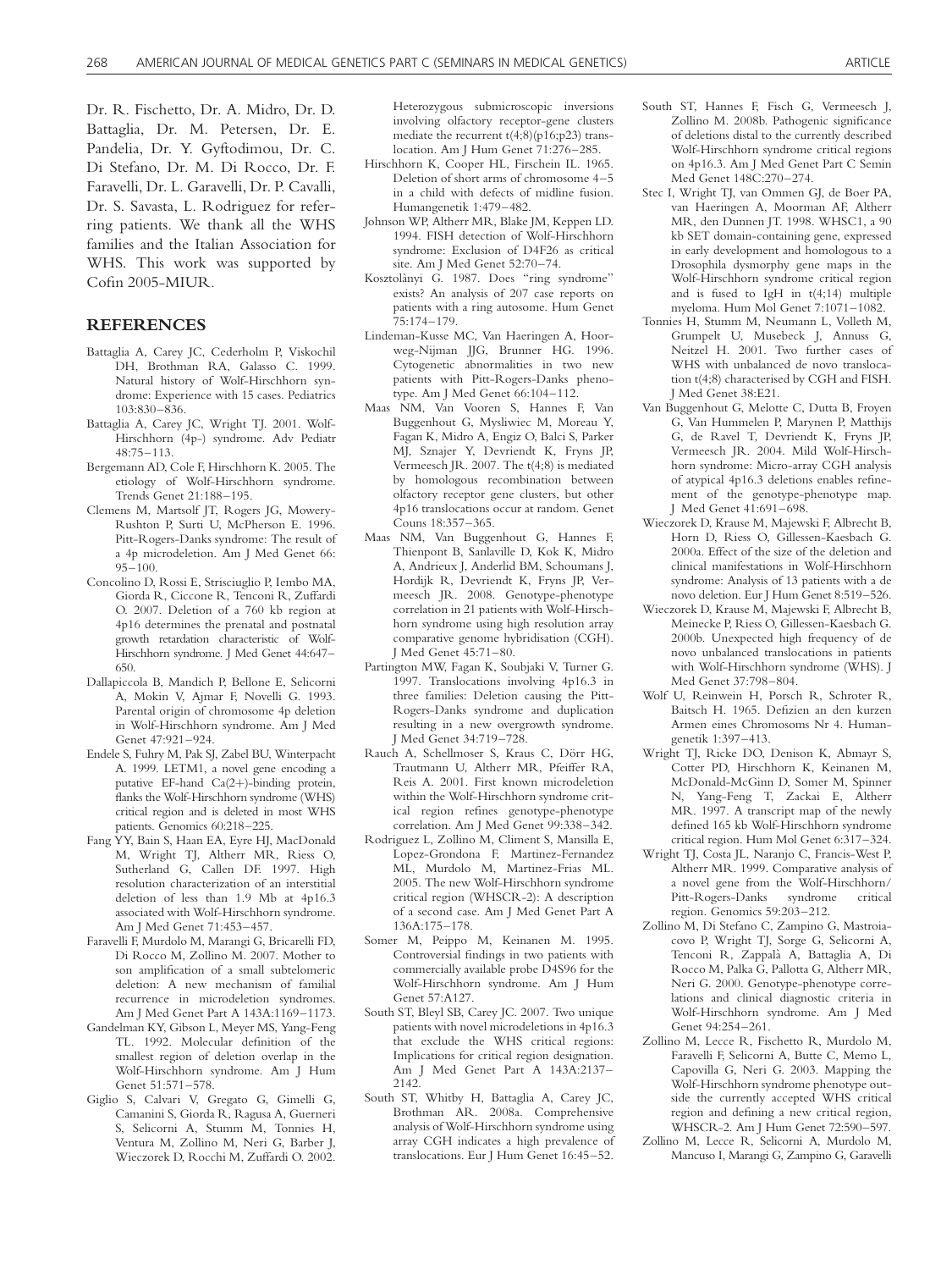Dr. R. Fischetto, Dr. A. Midro, Dr. D. Battaglia, Dr. M. Petersen, Dr. E. Pandelia, Dr. Y. Gyftodimou, Dr. C. Di Stefano, Dr. M. Di Rocco, Dr. F. Faravelli, Dr. L. Garavelli, Dr. P. Cavalli, Dr. S. Savasta, L. Rodriguez for referring patients. We thank all the WHS families and the Italian Association for WHS. This work was supported by Cofin 2005-MIUR.

## REFERENCES

Battaglia A, Carey JC, Cederholm P, Viskochil DH, Brothman RA, Galasso C. 1999. Natural history of Wolf-Hirschhorn syndrome: Experience with 15 cases. Pediatrics 103:830–836.

Battaglia A, Carey JC, Wright TJ. 2001. Wolf-Hirschhorn (4p-) syndrome. Adv Pediatr 48:75–113.

Bergemann AD, Cole F, Hirschhorn K. 2005. The etiology of Wolf-Hirschhorn syndrome. Trends Genet 21:188–195.

Clemens M, Martsolf JT, Rogers JG, Mowery-Rushton P, Surti U, McPherson E. 1996. Pitt-Rogers-Danks syndrome: The result of a 4p microdeletion. Am J Med Genet 66: 95–100.

Concolino D, Rossi E, Strisciuglio P, Iembo MA, Giorda R, Ciccone R, Tenconi R, Zuffardi O. 2007. Deletion of a 760 kb region at 4p16 determines the prenatal and postnatal growth retardation characteristic of Wolf-Hirschhorn syndrome. J Med Genet 44:647–650.

Dallapiccola B, Mandich P, Bellone E, Selicorni A, Mokin V, Ajmar F, Novelli G. 1993. Parental origin of chromosome 4p deletion in Wolf-Hirschhorn syndrome. Am J Med Genet 47:921–924.

Endele S, Fuhry M, Pak SJ, Zabel BU, Winterpacht A. 1999. LETM1, a novel gene encoding a putative EF-hand Ca(2+)-binding protein, flanks the Wolf-Hirschhorn syndrome (WHS) critical region and is deleted in most WHS patients. Genomics 60:218–225.

Fang YY, Bain S, Haan EA, Eyre HJ, MacDonald M, Wright TJ, Altherr MR, Riess O, Sutherland G, Callen DF. 1997. High resolution characterization of an interstitial deletion of less than 1.9 Mb at 4p16.3 associated with Wolf-Hirschhorn syndrome. Am J Med Genet 71:453–457.

Faravelli F, Murdolo M, Marangi G, Bricarelli FD, Di Rocco M, Zollino M. 2007. Mother to son amplification of a small subtelomeric deletion: A new mechanism of familial recurrence in microdeletion syndromes. Am J Med Genet Part A 143A:1169–1173.

Gandelman KY, Gibson L, Meyer MS, Yang-Feng TL. 1992. Molecular definition of the smallest region of deletion overlap in the Wolf-Hirschhorn syndrome. Am J Hum Genet 51:571–578.

Giglio S, Calvari V, Gregato G, Gimelli G, Camanini S, Giorda R, Ragusa A, Guerneri S, Selicorni A, Stumm M, Tonnies H, Ventura M, Zollino M, Neri G, Barber J, Wieczorek D, Rocchi M, Zuffardi O. 2002. Heterozygous submicroscopic inversions involving olfactory receptor-gene clusters mediate the recurrent t(4;8)(p16;p23) translocation. Am J Hum Genet 71:276–285.

Hirschhorn K, Cooper HL, Firschein IL. 1965. Deletion of short arms of chromosome 4–5 in a child with defects of midline fusion. Humangenetik 1:479–482.

Johnson WP, Altherr MR, Blake JM, Keppen LD. 1994. FISH detection of Wolf-Hirschhorn syndrome: Exclusion of D4F26 as critical site. Am J Med Genet 52:70–74.

Kosztolànyi G. 1987. Does "ring syndrome" exists? An analysis of 207 case reports on patients with a ring autosome. Hum Genet 75:174–179.

Lindeman-Kusse MC, Van Haeringen A, Hoorweg-Nijman JJG, Brunner HG. 1996. Cytogenetic abnormalities in two new patients with Pitt-Rogers-Danks phenotype. Am J Med Genet 66:104–112.

Maas NM, Van Vooren S, Hannes F, Van Buggenhout G, Mysliwiec M, Moreau Y, Fagan K, Midro A, Engiz O, Balci S, Parker MJ, Sznajer Y, Devriendt K, Fryns JP, Vermeesch JR. 2007. The t(4;8) is mediated by homologous recombination between olfactory receptor gene clusters, but other 4p16 translocations occur at random. Genet Couns 18:357–365.

Maas NM, Van Buggenhout G, Hannes F, Thienpont B, Sanlaville D, Kok K, Midro A, Andrieux J, Anderlid BM, Schoumans J, Hordijk R, Devriendt K, Fryns JP, Vermeesch JR. 2008. Genotype-phenotype correlation in 21 patients with Wolf-Hirschhorn syndrome using high resolution array comparative genome hybridisation (CGH). J Med Genet 45:71–80.

Partington MW, Fagan K, Soubjaki V, Turner G. 1997. Translocations involving 4p16.3 in three families: Deletion causing the Pitt-Rogers-Danks syndrome and duplication resulting in a new overgrowth syndrome. J Med Genet 34:719–728.

Rauch A, Schellmoser S, Kraus C, Dörr HG, Trautmann U, Altherr MR, Pfeiffer RA, Reis A. 2001. First known microdeletion within the Wolf-Hirschhorn syndrome critical region refines genotype-phenotype correlation. Am J Med Genet 99:338–342.

Rodriguez L, Zollino M, Climent S, Mansilla E, Lopez-Grondona F, Martinez-Fernandez ML, Murdolo M, Martinez-Frias ML. 2005. The new Wolf-Hirschhorn syndrome critical region (WHSCR-2): A description of a second case. Am J Med Genet Part A 136A:175–178.

Somer M, Peippo M, Keinanen M. 1995. Controversial findings in two patients with commercially available probe D4S96 for the Wolf-Hirschhorn syndrome. Am J Hum Genet 57:A127.

South ST, Bleyl SB, Carey JC. 2007. Two unique patients with novel microdeletions in 4p16.3 that exclude the WHS critical regions: Implications for critical region designation. Am J Med Genet Part A 143A:2137–2142.

South ST, Whitby H, Battaglia A, Carey JC, Brothman AR. 2008a. Comprehensive analysis of Wolf-Hirschhorn syndrome using array CGH indicates a high prevalence of translocations. Eur J Hum Genet 16:45–52.

South ST, Hannes F, Fisch G, Vermeesch J, Zollino M. 2008b. Pathogenic significance of deletions distal to the currently described Wolf-Hirschhorn syndrome critical regions on 4p16.3. Am J Med Genet Part C Semin Med Genet 148C:270–274.

Stec I, Wright TJ, van Ommen GJ, de Boer PA, van Haeringen A, Moorman AF, Altherr MR, den Dunnen JT. 1998. WHSC1, a 90 kb SET domain-containing gene, expressed in early development and homologous to a Drosophila dysmorphy gene maps in the Wolf-Hirschhorn syndrome critical region and is fused to IgH in t(4;14) multiple myeloma. Hum Mol Genet 7:1071–1082.

Tonnies H, Stumm M, Neumann L, Volleth M, Grumpelt U, Musebeck J, Annuss G, Neitzel H. 2001. Two further cases of WHS with unbalanced de novo translocation t(4;8) characterised by CGH and FISH. J Med Genet 38:E21.

Van Buggenhout G, Melotte C, Dutta B, Froyen G, Van Hummelen P, Marynen P, Matthijs G, de Ravel T, Devriendt K, Fryns JP, Vermeesch JR. 2004. Mild Wolf-Hirschhorn syndrome: Micro-array CGH analysis of atypical 4p16.3 deletions enables refinement of the genotype-phenotype map. J Med Genet 41:691–698.

Wieczorek D, Krause M, Majewski F, Albrecht B, Horn D, Riess O, Gillessen-Kaesbach G. 2000a. Effect of the size of the deletion and clinical manifestations in Wolf-Hirschhorn syndrome: Analysis of 13 patients with a de novo deletion. Eur J Hum Genet 8:519–526.

Wieczorek D, Krause M, Majewski F, Albrecht B, Meinecke P, Riess O, Gillessen-Kaesbach G. 2000b. Unexpected high frequency of de novo unbalanced translocations in patients with Wolf-Hirschhorn syndrome (WHS). J Med Genet 37:798–804.

Wolf U, Reinwein H, Porsch R, Schroter R, Baitsch H. 1965. Defizien an den kurzen Armen eines Chromosoms Nr 4. Humangenetik 1:397–413.

Wright TJ, Ricke DO, Denison K, Abmayr S, Cotter PD, Hirschhorn K, Keinanen M, McDonald-McGinn D, Somer M, Spinner N, Yang-Feng T, Zackai E, Altherr MR. 1997. A transcript map of the newly defined 165 kb Wolf-Hirschhorn syndrome critical region. Hum Mol Genet 6:317–324.

Wright TJ, Costa JL, Naranjo C, Francis-West P, Altherr MR. 1999. Comparative analysis of a novel gene from the Wolf-Hirschhorn/Pitt-Rogers-Danks syndrome critical region. Genomics 59:203–212.

Zollino M, Di Stefano C, Zampino G, Mastroiacovo P, Wright TJ, Sorge G, Selicorni A, Tenconi R, Zappalà A, Battaglia A, Di Rocco M, Palka G, Pallotta G, Altherr MR, Neri G. 2000. Genotype-phenotype correlations and clinical diagnostic criteria in Wolf-Hirschhorn syndrome. Am J Med Genet 94:254–261.

Zollino M, Lecce R, Fischetto R, Murdolo M, Faravelli F, Selicorni A, Butte C, Memo L, Capovilla G, Neri G. 2003. Mapping the Wolf-Hirschhorn syndrome phenotype outside the currently accepted WHS critical region and defining a new critical region, WHSCR-2. Am J Hum Genet 72:590–597.

Zollino M, Lecce R, Selicorni A, Murdolo M, Mancuso I, Marangi G, Zampino G, Garavelli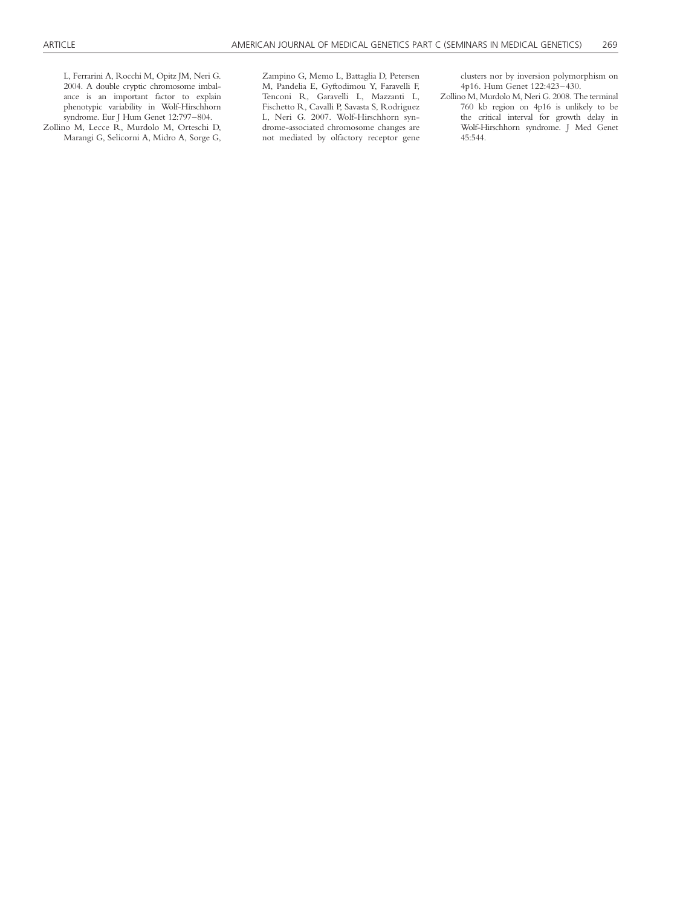L, Ferrarini A, Rocchi M, Opitz JM, Neri G. 2004. A double cryptic chromosome imbalance is an important factor to explain phenotypic variability in Wolf-Hirschhorn syndrome. Eur J Hum Genet 12:797–804.

Zollino M, Lecce R, Murdolo M, Orteschi D, Marangi G, Selicorni A, Midro A, Sorge G, Zampino G, Memo L, Battaglia D, Petersen M, Pandelia E, Gyftodimou Y, Faravelli F, Tenconi R, Garavelli L, Mazzanti L, Fischetto R, Cavalli P, Savasta S, Rodriguez L, Neri G. 2007. Wolf-Hirschhorn syndrome-associated chromosome changes are not mediated by olfactory receptor gene clusters nor by inversion polymorphism on 4p16. Hum Genet 122:423–430.

Zollino M, Murdolo M, Neri G. 2008. The terminal 760 kb region on 4p16 is unlikely to be the critical interval for growth delay in Wolf-Hirschhorn syndrome. J Med Genet 45:544.